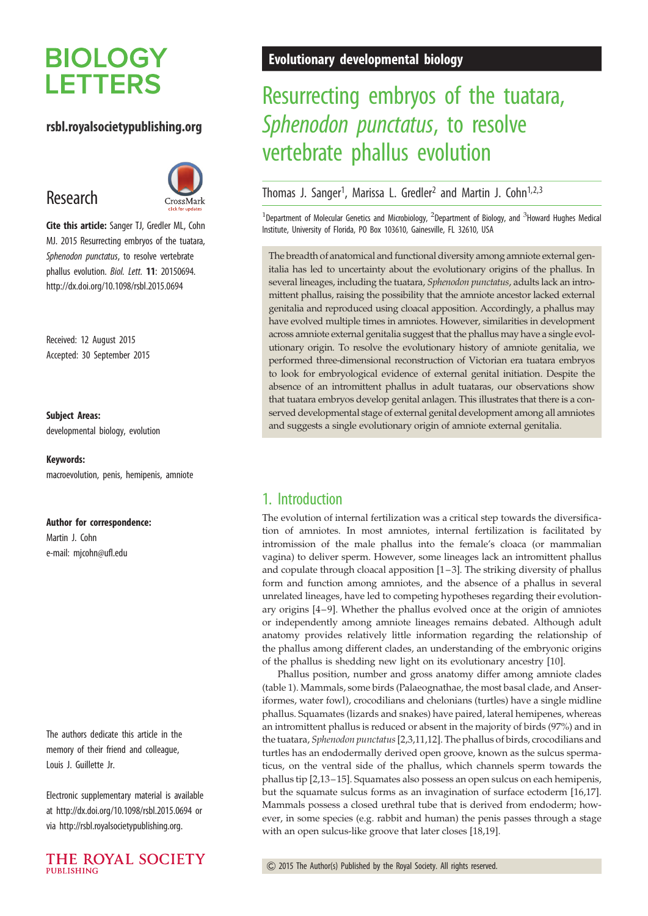# BIOLOGY LETTERS

**rsbl.royalsocietypublishing.org**

## Research

**Cite this article:** Sanger TJ, Gredler ML, Cohn MJ. 2015 Resurrecting embryos of the tuatara, *Sphenodon punctatus*, to resolve vertebrate phallus evolution. *Biol. Lett.* **11**: 20150694. http://dx.doi.org/10.1098/rsbl.2015.0694

Received: 12 August 2015
Accepted: 30 September 2015

**Subject Areas:**
developmental biology, evolution

**Keywords:**
macroevolution, penis, hemipenis, amniote

**Author for correspondence:**
Martin J. Cohn
e-mail: mjcohn@ufl.edu

The authors dedicate this article in the memory of their friend and colleague, Louis J. Guillette Jr.

Electronic supplementary material is available at http://dx.doi.org/10.1098/rsbl.2015.0694 or via http://rsbl.royalsocietypublishing.org.

**Evolutionary developmental biology**

# Resurrecting embryos of the tuatara, *Sphenodon punctatus*, to resolve vertebrate phallus evolution

Thomas J. Sanger[1], Marissa L. Gredler[2] and Martin J. Cohn[1,2,3]

[1]Department of Molecular Genetics and Microbiology, [2]Department of Biology, and [3]Howard Hughes Medical Institute, University of Florida, PO Box 103610, Gainesville, FL 32610, USA

The breadth of anatomical and functional diversity among amniote external genitalia has led to uncertainty about the evolutionary origins of the phallus. In several lineages, including the tuatara, *Sphenodon punctatus*, adults lack an intromittent phallus, raising the possibility that the amniote ancestor lacked external genitalia and reproduced using cloacal apposition. Accordingly, a phallus may have evolved multiple times in amniotes. However, similarities in development across amniote external genitalia suggest that the phallus may have a single evolutionary origin. To resolve the evolutionary history of amniote genitalia, we performed three-dimensional reconstruction of Victorian era tuatara embryos to look for embryological evidence of external genital initiation. Despite the absence of an intromittent phallus in adult tuataras, our observations show that tuatara embryos develop genital anlagen. This illustrates that there is a conserved developmental stage of external genital development among all amniotes and suggests a single evolutionary origin of amniote external genitalia.

## 1. Introduction

The evolution of internal fertilization was a critical step towards the diversification of amniotes. In most amniotes, internal fertilization is facilitated by intromission of the male phallus into the female's cloaca (or mammalian vagina) to deliver sperm. However, some lineages lack an intromittent phallus and copulate through cloacal apposition [1–3]. The striking diversity of phallus form and function among amniotes, and the absence of a phallus in several unrelated lineages, have led to competing hypotheses regarding their evolutionary origins [4–9]. Whether the phallus evolved once at the origin of amniotes or independently among amniote lineages remains debated. Although adult anatomy provides relatively little information regarding the relationship of the phallus among different clades, an understanding of the embryonic origins of the phallus is shedding new light on its evolutionary ancestry [10].

Phallus position, number and gross anatomy differ among amniote clades (table 1). Mammals, some birds (Palaeognathae, the most basal clade, and Anseriformes, water fowl), crocodilians and chelonians (turtles) have a single midline phallus. Squamates (lizards and snakes) have paired, lateral hemipenes, whereas an intromittent phallus is reduced or absent in the majority of birds (97%) and in the tuatara, *Sphenodon punctatus* [2,3,11,12]. The phallus of birds, crocodilians and turtles has an endodermally derived open groove, known as the sulcus spermaticus, on the ventral side of the phallus, which channels sperm towards the phallus tip [2,13–15]. Squamates also possess an open sulcus on each hemipenis, but the squamate sulcus forms as an invagination of surface ectoderm [16,17]. Mammals possess a closed urethral tube that is derived from endoderm; however, in some species (e.g. rabbit and human) the penis passes through a stage with an open sulcus-like groove that later closes [18,19].

© 2015 The Author(s) Published by the Royal Society. All rights reserved.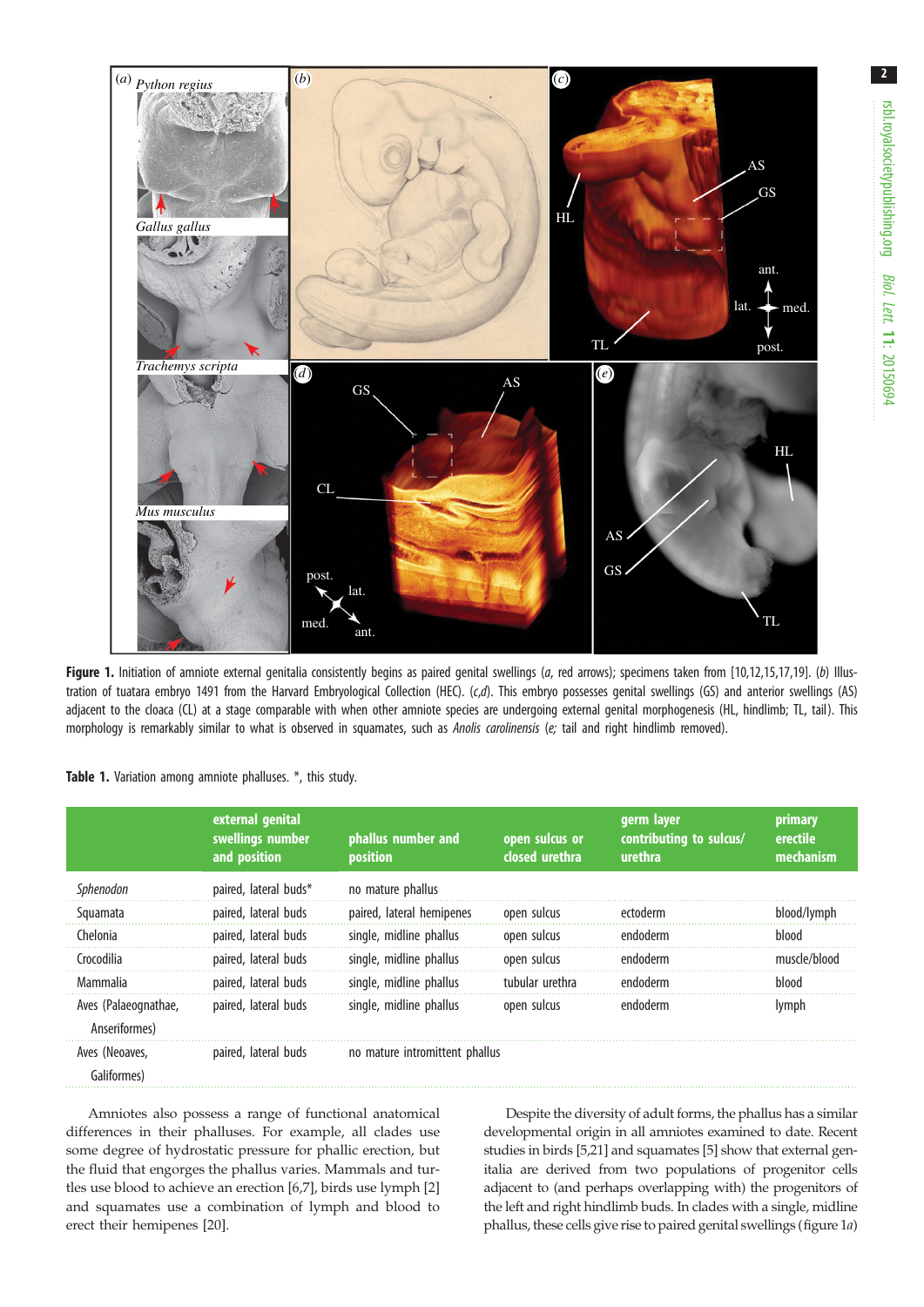**Figure 1.** Initiation of amniote external genitalia consistently begins as paired genital swellings (*a*, red arrows); specimens taken from [10,12,15,17,19]. (*b*) Illustration of tuatara embryo 1491 from the Harvard Embryological Collection (HEC). (*c*,*d*). This embryo possesses genital swellings (GS) and anterior swellings (AS) adjacent to the cloaca (CL) at a stage comparable with when other amniote species are undergoing external genital morphogenesis (HL, hindlimb; TL, tail). This morphology is remarkably similar to what is observed in squamates, such as *Anolis carolinensis* (*e;* tail and right hindlimb removed).

**Table 1.** Variation among amniote phalluses. *, this study.

| | external genital swellings number and position | phallus number and position | open sulcus or closed urethra | germ layer contributing to sulcus/urethra | primary erectile mechanism |
|---|---|---|---|---|---|
| *Sphenodon* | paired, lateral buds* | no mature phallus | | | |
| Squamata | paired, lateral buds | paired, lateral hemipenes | open sulcus | ectoderm | blood/lymph |
| Chelonia | paired, lateral buds | single, midline phallus | open sulcus | endoderm | blood |
| Crocodilia | paired, lateral buds | single, midline phallus | open sulcus | endoderm | muscle/blood |
| Mammalia | paired, lateral buds | single, midline phallus | tubular urethra | endoderm | blood |
| Aves (Palaeognathae, Anseriformes) | paired, lateral buds | single, midline phallus | open sulcus | endoderm | lymph |
| Aves (Neoaves, Galiformes) | paired, lateral buds | no mature intromittent phallus | | | |

Amniotes also possess a range of functional anatomical differences in their phalluses. For example, all clades use some degree of hydrostatic pressure for phallic erection, but the fluid that engorges the phallus varies. Mammals and turtles use blood to achieve an erection [6,7], birds use lymph [2] and squamates use a combination of lymph and blood to erect their hemipenes [20].

Despite the diversity of adult forms, the phallus has a similar developmental origin in all amniotes examined to date. Recent studies in birds [5,21] and squamates [5] show that external genitalia are derived from two populations of progenitor cells adjacent to (and perhaps overlapping with) the progenitors of the left and right hindlimb buds. In clades with a single, midline phallus, these cells give rise to paired genital swellings (figure 1*a*)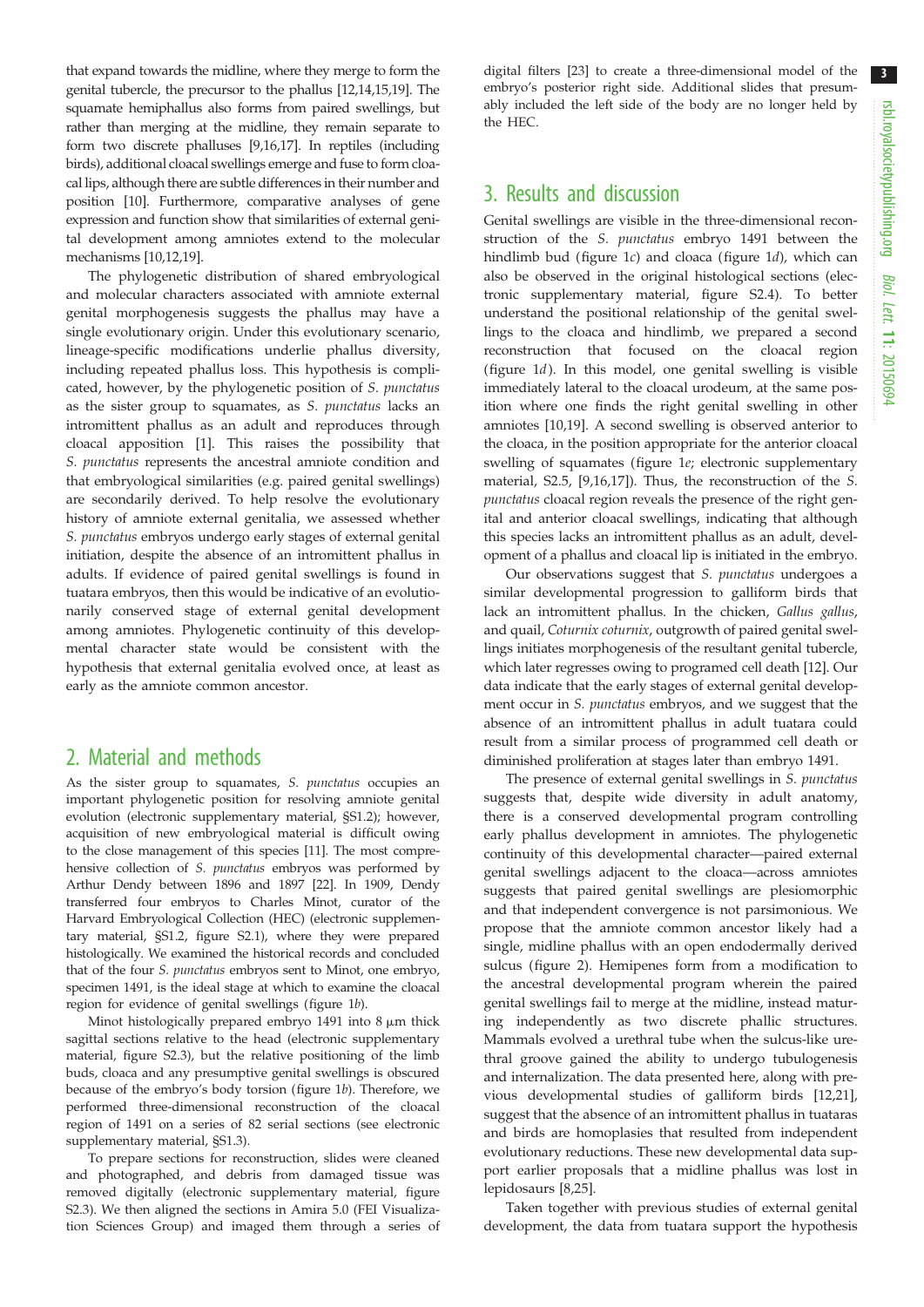that expand towards the midline, where they merge to form the genital tubercle, the precursor to the phallus [12,14,15,19]. The squamate hemiphallus also forms from paired swellings, but rather than merging at the midline, they remain separate to form two discrete phalluses [9,16,17]. In reptiles (including birds), additional cloacal swellings emerge and fuse to form cloacal lips, although there are subtle differences in their number and position [10]. Furthermore, comparative analyses of gene expression and function show that similarities of external genital development among amniotes extend to the molecular mechanisms [10,12,19].

The phylogenetic distribution of shared embryological and molecular characters associated with amniote external genital morphogenesis suggests the phallus may have a single evolutionary origin. Under this evolutionary scenario, lineage-specific modifications underlie phallus diversity, including repeated phallus loss. This hypothesis is complicated, however, by the phylogenetic position of *S. punctatus* as the sister group to squamates, as *S. punctatus* lacks an intromittent phallus as an adult and reproduces through cloacal apposition [1]. This raises the possibility that *S. punctatus* represents the ancestral amniote condition and that embryological similarities (e.g. paired genital swellings) are secondarily derived. To help resolve the evolutionary history of amniote external genitalia, we assessed whether *S. punctatus* embryos undergo early stages of external genital initiation, despite the absence of an intromittent phallus in adults. If evidence of paired genital swellings is found in tuatara embryos, then this would be indicative of an evolutionarily conserved stage of external genital development among amniotes. Phylogenetic continuity of this developmental character state would be consistent with the hypothesis that external genitalia evolved once, at least as early as the amniote common ancestor.

## 2. Material and methods

As the sister group to squamates, *S. punctatus* occupies an important phylogenetic position for resolving amniote genital evolution (electronic supplementary material, §S1.2); however, acquisition of new embryological material is difficult owing to the close management of this species [11]. The most comprehensive collection of *S. punctatus* embryos was performed by Arthur Dendy between 1896 and 1897 [22]. In 1909, Dendy transferred four embryos to Charles Minot, curator of the Harvard Embryological Collection (HEC) (electronic supplementary material, §S1.2, figure S2.1), where they were prepared histologically. We examined the historical records and concluded that of the four *S. punctatus* embryos sent to Minot, one embryo, specimen 1491, is the ideal stage at which to examine the cloacal region for evidence of genital swellings (figure 1*b*).

Minot histologically prepared embryo 1491 into 8 μm thick sagittal sections relative to the head (electronic supplementary material, figure S2.3), but the relative positioning of the limb buds, cloaca and any presumptive genital swellings is obscured because of the embryo's body torsion (figure 1*b*). Therefore, we performed three-dimensional reconstruction of the cloacal region of 1491 on a series of 82 serial sections (see electronic supplementary material, §S1.3).

To prepare sections for reconstruction, slides were cleaned and photographed, and debris from damaged tissue was removed digitally (electronic supplementary material, figure S2.3). We then aligned the sections in Amira 5.0 (FEI Visualization Sciences Group) and imaged them through a series of digital filters [23] to create a three-dimensional model of the embryo's posterior right side. Additional slides that presumably included the left side of the body are no longer held by the HEC.

## 3. Results and discussion

Genital swellings are visible in the three-dimensional reconstruction of the *S. punctatus* embryo 1491 between the hindlimb bud (figure 1*c*) and cloaca (figure 1*d*), which can also be observed in the original histological sections (electronic supplementary material, figure S2.4). To better understand the positional relationship of the genital swellings to the cloaca and hindlimb, we prepared a second reconstruction that focused on the cloacal region (figure 1*d*). In this model, one genital swelling is visible immediately lateral to the cloacal urodeum, at the same position where one finds the right genital swelling in other amniotes [10,19]. A second swelling is observed anterior to the cloaca, in the position appropriate for the anterior cloacal swelling of squamates (figure 1*e*; electronic supplementary material, S2.5, [9,16,17]). Thus, the reconstruction of the *S. punctatus* cloacal region reveals the presence of the right genital and anterior cloacal swellings, indicating that although this species lacks an intromittent phallus as an adult, development of a phallus and cloacal lip is initiated in the embryo.

Our observations suggest that *S. punctatus* undergoes a similar developmental progression to galliform birds that lack an intromittent phallus. In the chicken, *Gallus gallus*, and quail, *Coturnix coturnix*, outgrowth of paired genital swellings initiates morphogenesis of the resultant genital tubercle, which later regresses owing to programed cell death [12]. Our data indicate that the early stages of external genital development occur in *S. punctatus* embryos, and we suggest that the absence of an intromittent phallus in adult tuatara could result from a similar process of programmed cell death or diminished proliferation at stages later than embryo 1491.

The presence of external genital swellings in *S. punctatus* suggests that, despite wide diversity in adult anatomy, there is a conserved developmental program controlling early phallus development in amniotes. The phylogenetic continuity of this developmental character—paired external genital swellings adjacent to the cloaca—across amniotes suggests that paired genital swellings are plesiomorphic and that independent convergence is not parsimonious. We propose that the amniote common ancestor likely had a single, midline phallus with an open endodermally derived sulcus (figure 2). Hemipenes form from a modification to the ancestral developmental program wherein the paired genital swellings fail to merge at the midline, instead maturing independently as two discrete phallic structures. Mammals evolved a urethral tube when the sulcus-like urethral groove gained the ability to undergo tubulogenesis and internalization. The data presented here, along with previous developmental studies of galliform birds [12,21], suggest that the absence of an intromittent phallus in tuataras and birds are homoplasies that resulted from independent evolutionary reductions. These new developmental data support earlier proposals that a midline phallus was lost in lepidosaurs [8,25].

Taken together with previous studies of external genital development, the data from tuatara support the hypothesis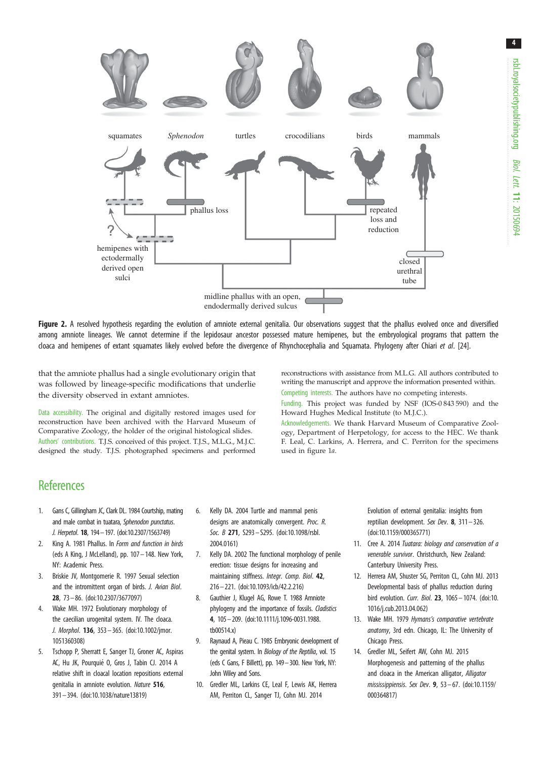squamates | *Sphenodon* | turtles | crocodilians | birds | mammals

phallus loss

repeated loss and reduction

hemipenes with ectodermally derived open sulci

closed urethral tube

midline phallus with an open, endodermally derived sulcus

**Figure 2.** A resolved hypothesis regarding the evolution of amniote external genitalia. Our observations suggest that the phallus evolved once and diversified among amniote lineages. We cannot determine if the lepidosaur ancestor possessed mature hemipenes, but the embryological programs that pattern the cloaca and hemipenes of extant squamates likely evolved before the divergence of Rhynchocephalia and Squamata. Phylogeny after Chiari *et al*. [24].

that the amniote phallus had a single evolutionary origin that was followed by lineage-specific modifications that underlie the diversity observed in extant amniotes.

Data accessibility. The original and digitally restored images used for reconstruction have been archived with the Harvard Museum of Comparative Zoology, the holder of the original histological slides.

Authors' contributions. T.J.S. conceived of this project. T.J.S., M.L.G., M.J.C. designed the study. T.J.S. photographed specimens and performed reconstructions with assistance from M.L.G. All authors contributed to writing the manuscript and approve the information presented within.

Competing interests. The authors have no competing interests.

Funding. This project was funded by NSF (IOS-0 843 590) and the Howard Hughes Medical Institute (to M.J.C.).

Acknowledgements. We thank Harvard Museum of Comparative Zoology, Department of Herpetology, for access to the HEC. We thank F. Leal, C. Larkins, A. Herrera, and C. Perriton for the specimens used in figure 1*a*.

## References

1. Gans C, Gillingham JC, Clark DL. 1984 Courtship, mating and male combat in tuatara, *Sphenodon punctatus*. *J. Herpetol.* **18**, 194–197. (doi:10.2307/1563749)
2. King A. 1981 Phallus. In *Form and function in birds* (eds A King, J McLelland), pp. 107–148. New York, NY: Academic Press.
3. Briskie JV, Montgomerie R. 1997 Sexual selection and the intromittent organ of birds. *J. Avian Biol.* **28**, 73–86. (doi:10.2307/3677097)
4. Wake MH. 1972 Evolutionary morphology of the caecilian urogenital system. IV. The cloaca. *J. Morphol.* **136**, 353–365. (doi:10.1002/jmor.1051360308)
5. Tschopp P, Sherratt E, Sanger TJ, Groner AC, Aspiras AC, Hu JK, Pourquié O, Gros J, Tabin CJ. 2014 A relative shift in cloacal location repositions external genitalia in amniote evolution. *Nature* **516**, 391–394. (doi:10.1038/nature13819)
6. Kelly DA. 2004 Turtle and mammal penis designs are anatomically convergent. *Proc. R. Soc. B* **271**, S293–S295. (doi:10.1098/rsbl.2004.0161)
7. Kelly DA. 2002 The functional morphology of penile erection: tissue designs for increasing and maintaining stiffness. *Integr. Comp. Biol.* **42**, 216–221. (doi:10.1093/icb/42.2.216)
8. Gauthier J, Klugel AG, Rowe T. 1988 Amniote phylogeny and the importance of fossils. *Cladistics* **4**, 105–209. (doi:10.1111/j.1096-0031.1988.tb00514.x)
9. Raynaud A, Pieau C. 1985 Embryonic development of the genital system. In *Biology of the Reptilia*, vol. 15 (eds C Gans, F Billett), pp. 149–300. New York, NY: John Wiley and Sons.
10. Gredler ML, Larkins CE, Leal F, Lewis AK, Herrera AM, Perriton CL, Sanger TJ, Cohn MJ. 2014 Evolution of external genitalia: insights from reptilian development. *Sex Dev.* **8**, 311–326. (doi:10.1159/000365771)
11. Cree A. 2014 *Tuatara: biology and conservation of a venerable survivor*. Christchurch, New Zealand: Canterbury University Press.
12. Herrera AM, Shuster SG, Perriton CL, Cohn MJ. 2013 Developmental basis of phallus reduction during bird evolution. *Curr. Biol.* **23**, 1065–1074. (doi:10.1016/j.cub.2013.04.062)
13. Wake MH. 1979 *Hymans's comparative vertebrate anatomy*, 3rd edn. Chicago, IL: The University of Chicago Press.
14. Gredler ML, Seifert AW, Cohn MJ. 2015 Morphogenesis and patterning of the phallus and cloaca in the American alligator, *Alligator mississippiensis*. *Sex Dev.* **9**, 53–67. (doi:10.1159/000364817)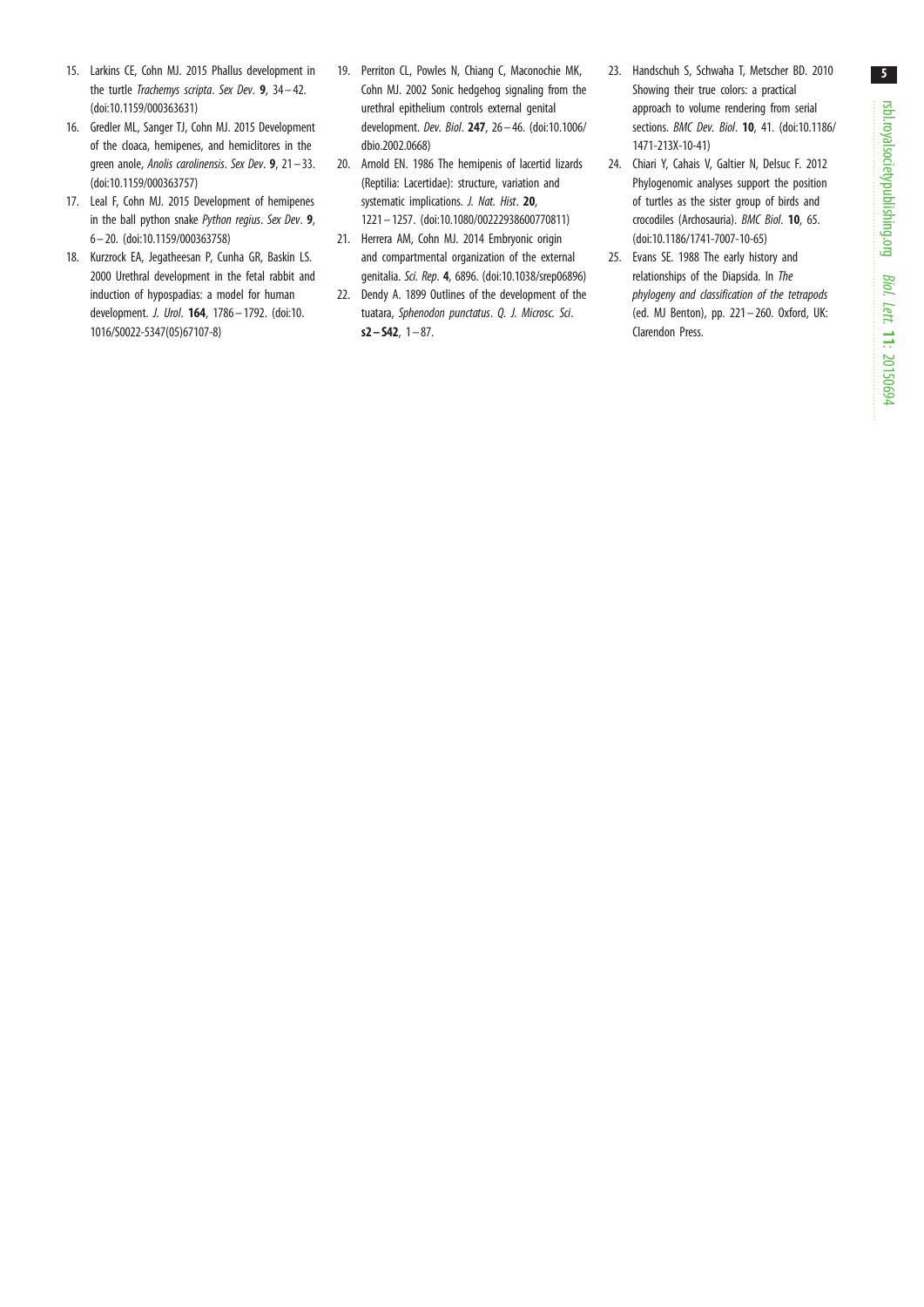15. Larkins CE, Cohn MJ. 2015 Phallus development in the turtle *Trachemys scripta*. *Sex Dev*. **9**, 34–42. (doi:10.1159/000363631)
16. Gredler ML, Sanger TJ, Cohn MJ. 2015 Development of the cloaca, hemipenes, and hemiclitores in the green anole, *Anolis carolinensis*. *Sex Dev*. **9**, 21–33. (doi:10.1159/000363757)
17. Leal F, Cohn MJ. 2015 Development of hemipenes in the ball python snake *Python regius*. *Sex Dev*. **9**, 6–20. (doi:10.1159/000363758)
18. Kurzrock EA, Jegatheesan P, Cunha GR, Baskin LS. 2000 Urethral development in the fetal rabbit and induction of hypospadias: a model for human development. *J. Urol*. **164**, 1786–1792. (doi:10.1016/S0022-5347(05)67107-8)
19. Perriton CL, Powles N, Chiang C, Maconochie MK, Cohn MJ. 2002 Sonic hedgehog signaling from the urethral epithelium controls external genital development. *Dev. Biol*. **247**, 26–46. (doi:10.1006/dbio.2002.0668)
20. Arnold EN. 1986 The hemipenis of lacertid lizards (Reptilia: Lacertidae): structure, variation and systematic implications. *J. Nat. Hist*. **20**, 1221–1257. (doi:10.1080/00222938600770811)
21. Herrera AM, Cohn MJ. 2014 Embryonic origin and compartmental organization of the external genitalia. *Sci. Rep*. **4**, 6896. (doi:10.1038/srep06896)
22. Dendy A. 1899 Outlines of the development of the tuatara, *Sphenodon punctatus*. *Q. J. Microsc. Sci*. **s2–S42**, 1–87.
23. Handschuh S, Schwaha T, Metscher BD. 2010 Showing their true colors: a practical approach to volume rendering from serial sections. *BMC Dev. Biol*. **10**, 41. (doi:10.1186/1471-213X-10-41)
24. Chiari Y, Cahais V, Galtier N, Delsuc F. 2012 Phylogenomic analyses support the position of turtles as the sister group of birds and crocodiles (Archosauria). *BMC Biol*. **10**, 65. (doi:10.1186/1741-7007-10-65)
25. Evans SE. 1988 The early history and relationships of the Diapsida. In *The phylogeny and classification of the tetrapods* (ed. MJ Benton), pp. 221–260. Oxford, UK: Clarendon Press.